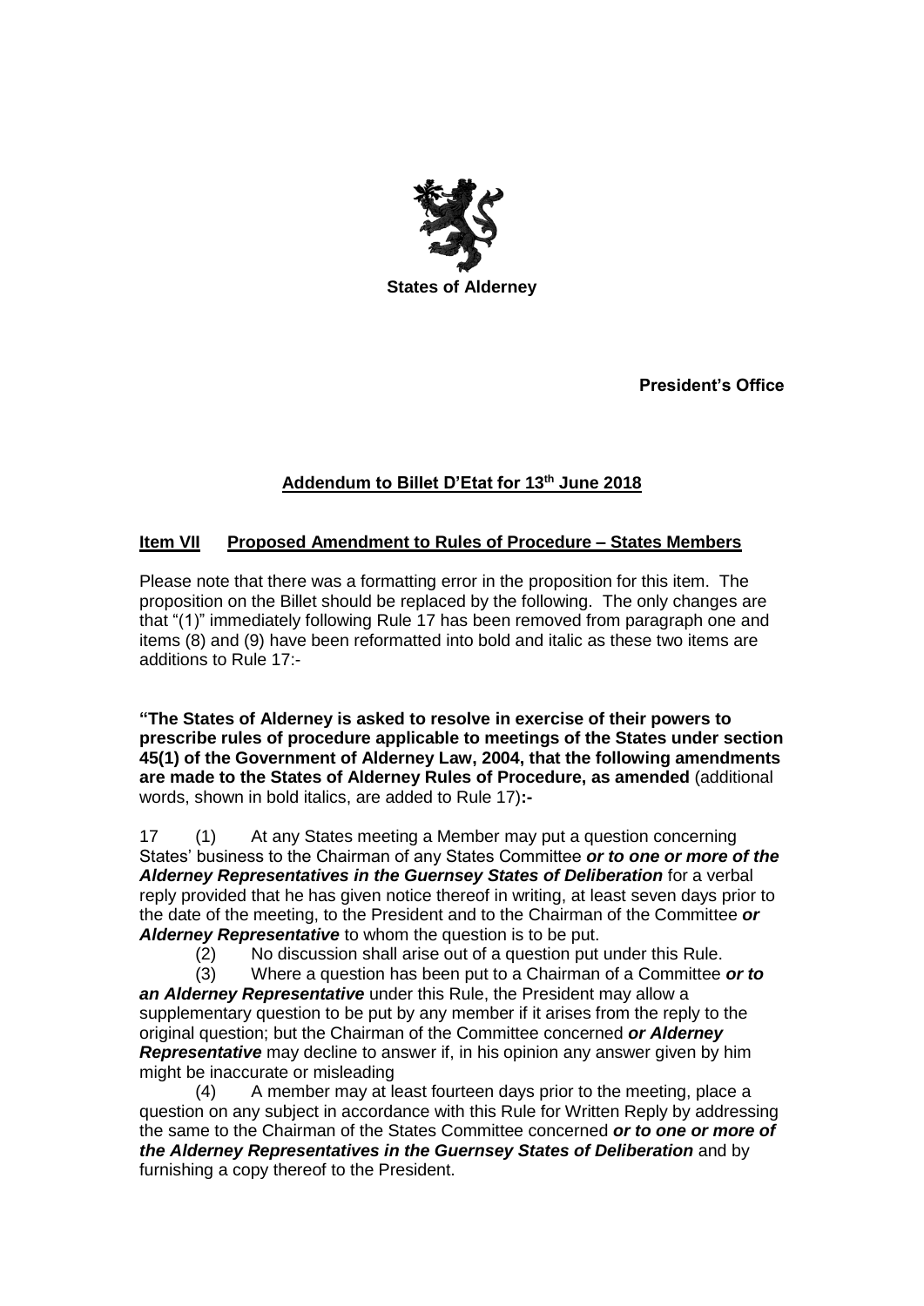**States of Alderney**

**President's Office**

## Addendum to Billet D'Etat for 13th June 2018

### Item VII Proposed Amendment to Rules of Procedure – States Members

Please note that there was a formatting error in the proposition for this item. The proposition on the Billet should be replaced by the following. The only changes are that "(1)" immediately following Rule 17 has been removed from paragraph one and items (8) and (9) have been reformatted into bold and italic as these two items are additions to Rule 17:-

**"The States of Alderney is asked to resolve in exercise of their powers to prescribe rules of procedure applicable to meetings of the States under section 45(1) of the Government of Alderney Law, 2004, that the following amendments are made to the States of Alderney Rules of Procedure, as amended** (additional words, shown in bold italics, are added to Rule 17)**:-**

17 (1) At any States meeting a Member may put a question concerning States' business to the Chairman of any States Committee ***or to one or more of the Alderney Representatives in the Guernsey States of Deliberation*** for a verbal reply provided that he has given notice thereof in writing, at least seven days prior to the date of the meeting, to the President and to the Chairman of the Committee ***or Alderney Representative*** to whom the question is to be put.

(2) No discussion shall arise out of a question put under this Rule.

(3) Where a question has been put to a Chairman of a Committee ***or to an Alderney Representative*** under this Rule, the President may allow a supplementary question to be put by any member if it arises from the reply to the original question; but the Chairman of the Committee concerned ***or Alderney Representative*** may decline to answer if, in his opinion any answer given by him might be inaccurate or misleading

(4) A member may at least fourteen days prior to the meeting, place a question on any subject in accordance with this Rule for Written Reply by addressing the same to the Chairman of the States Committee concerned ***or to one or more of the Alderney Representatives in the Guernsey States of Deliberation*** and by furnishing a copy thereof to the President.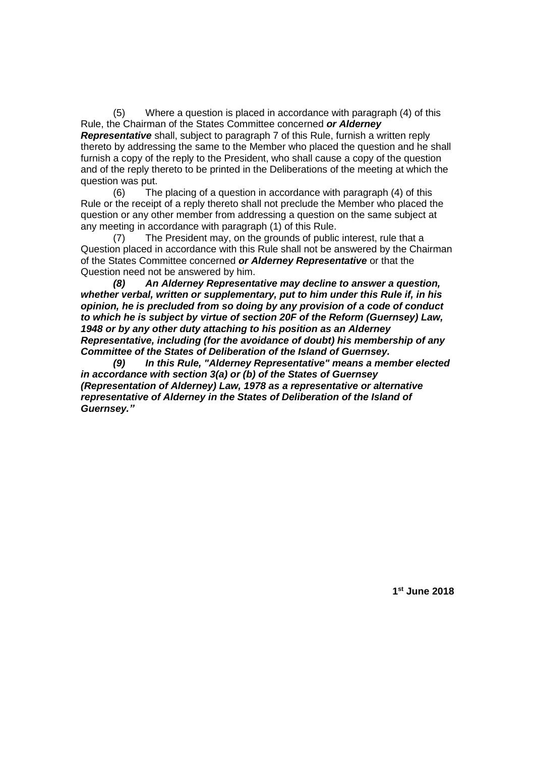(5) Where a question is placed in accordance with paragraph (4) of this Rule, the Chairman of the States Committee concerned ***or Alderney Representative*** shall, subject to paragraph 7 of this Rule, furnish a written reply thereto by addressing the same to the Member who placed the question and he shall furnish a copy of the reply to the President, who shall cause a copy of the question and of the reply thereto to be printed in the Deliberations of the meeting at which the question was put.

(6) The placing of a question in accordance with paragraph (4) of this Rule or the receipt of a reply thereto shall not preclude the Member who placed the question or any other member from addressing a question on the same subject at any meeting in accordance with paragraph (1) of this Rule.

(7) The President may, on the grounds of public interest, rule that a Question placed in accordance with this Rule shall not be answered by the Chairman of the States Committee concerned ***or Alderney Representative*** or that the Question need not be answered by him.

***(8) An Alderney Representative may decline to answer a question, whether verbal, written or supplementary, put to him under this Rule if, in his opinion, he is precluded from so doing by any provision of a code of conduct to which he is subject by virtue of section 20F of the Reform (Guernsey) Law, 1948 or by any other duty attaching to his position as an Alderney Representative, including (for the avoidance of doubt) his membership of any Committee of the States of Deliberation of the Island of Guernsey.***

***(9) In this Rule, "Alderney Representative" means a member elected in accordance with section 3(a) or (b) of the States of Guernsey (Representation of Alderney) Law, 1978 as a representative or alternative representative of Alderney in the States of Deliberation of the Island of Guernsey."***

**1st June 2018**